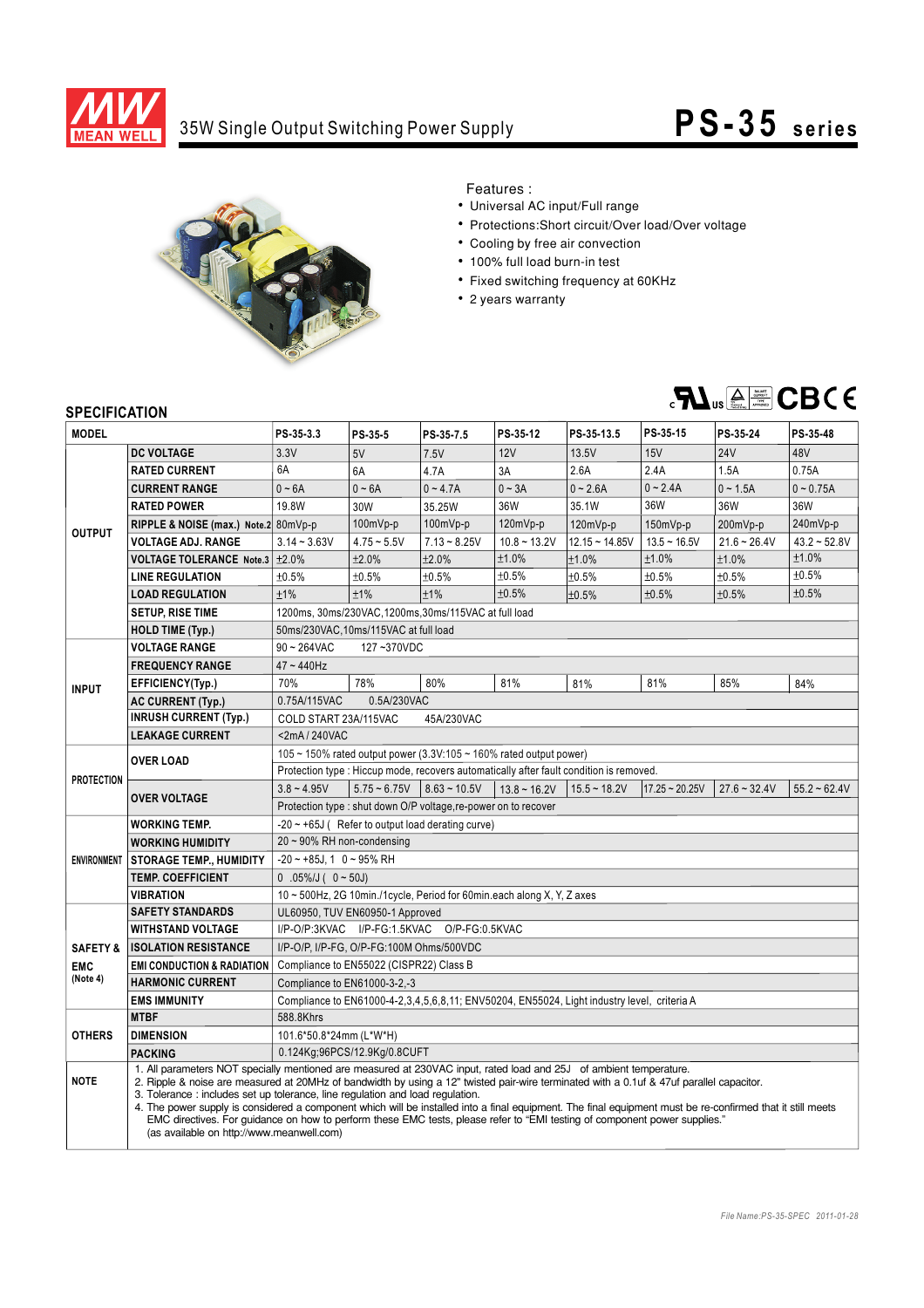# MEAN WELL

## 35W Single Output Switching Power Supply

# PS-35 series

Features :

- Universal AC input/Full range
- Protections:Short circuit/Over load/Over voltage
- Cooling by free air convection
- 100% full load burn-in test
- Fixed switching frequency at 60KHz
- 2 years warranty

## SPECIFICATION

| MODEL | | PS-35-3.3 | PS-35-5 | PS-35-7.5 | PS-35-12 | PS-35-13.5 | PS-35-15 | PS-35-24 | PS-35-48 |
|---|---|---|---|---|---|---|---|---|---|
| OUTPUT | DC VOLTAGE | 3.3V | 5V | 7.5V | 12V | 13.5V | 15V | 24V | 48V |
| | RATED CURRENT | 6A | 6A | 4.7A | 3A | 2.6A | 2.4A | 1.5A | 0.75A |
| | CURRENT RANGE | 0 ~ 6A | 0 ~ 6A | 0 ~ 4.7A | 0 ~ 3A | 0 ~ 2.6A | 0 ~ 2.4A | 0 ~ 1.5A | 0 ~ 0.75A |
| | RATED POWER | 19.8W | 30W | 35.25W | 36W | 35.1W | 36W | 36W | 36W |
| | RIPPLE & NOISE (max.) Note.2 | 80mVp-p | 100mVp-p | 100mVp-p | 120mVp-p | 120mVp-p | 150mVp-p | 200mVp-p | 240mVp-p |
| | VOLTAGE ADJ. RANGE | 3.14 ~ 3.63V | 4.75 ~ 5.5V | 7.13 ~ 8.25V | 10.8 ~ 13.2V | 12.15 ~ 14.85V | 13.5 ~ 16.5V | 21.6 ~ 26.4V | 43.2 ~ 52.8V |
| | VOLTAGE TOLERANCE Note.3 | ±2.0% | ±2.0% | ±2.0% | ±1.0% | ±1.0% | ±1.0% | ±1.0% | ±1.0% |
| | LINE REGULATION | ±0.5% | ±0.5% | ±0.5% | ±0.5% | ±0.5% | ±0.5% | ±0.5% | ±0.5% |
| | LOAD REGULATION | ±1% | ±1% | ±1% | ±0.5% | ±0.5% | ±0.5% | ±0.5% | ±0.5% |
| | SETUP, RISE TIME | 1200ms, 30ms/230VAC,1200ms,30ms/115VAC at full load | | | | | | | |
| | HOLD TIME (Typ.) | 50ms/230VAC,10ms/115VAC at full load | | | | | | | |
| INPUT | VOLTAGE RANGE | 90 ~ 264VAC 127 ~370VDC | | | | | | | |
| | FREQUENCY RANGE | 47 ~ 440Hz | | | | | | | |
| | EFFICIENCY(Typ.) | 70% | 78% | 80% | 81% | 81% | 81% | 85% | 84% |
| | AC CURRENT (Typ.) | 0.75A/115VAC 0.5A/230VAC | | | | | | | |
| | INRUSH CURRENT (Typ.) | COLD START 23A/115VAC 45A/230VAC | | | | | | | |
| | LEAKAGE CURRENT | <2mA / 240VAC | | | | | | | |
| PROTECTION | OVER LOAD | 105 ~ 150% rated output power (3.3V:105 ~ 160% rated output power) | | | | | | | |
| | | Protection type : Hiccup mode, recovers automatically after fault condition is removed. | | | | | | | |
| | OVER VOLTAGE | 3.8 ~ 4.95V | 5.75 ~ 6.75V | 8.63 ~ 10.5V | 13.8 ~ 16.2V | 15.5 ~ 18.2V | 17.25 ~ 20.25V | 27.6 ~ 32.4V | 55.2 ~ 62.4V |
| | | Protection type : shut down O/P voltage,re-power on to recover | | | | | | | |
| ENVIRONMENT | WORKING TEMP. | -20 ~ +65J ( Refer to output load derating curve) | | | | | | | |
| | WORKING HUMIDITY | 20 ~ 90% RH non-condensing | | | | | | | |
| | STORAGE TEMP., HUMIDITY | -20 ~ +85J, 1 0 ~ 95% RH | | | | | | | |
| | TEMP. COEFFICIENT | 0 .05%/J ( 0 ~ 50J) | | | | | | | |
| | VIBRATION | 10 ~ 500Hz, 2G 10min./1cycle, Period for 60min.each along X, Y, Z axes | | | | | | | |
| SAFETY & EMC (Note 4) | SAFETY STANDARDS | UL60950, TUV EN60950-1 Approved | | | | | | | |
| | WITHSTAND VOLTAGE | I/P-O/P:3KVAC I/P-FG:1.5KVAC O/P-FG:0.5KVAC | | | | | | | |
| | ISOLATION RESISTANCE | I/P-O/P, I/P-FG, O/P-FG:100M Ohms/500VDC | | | | | | | |
| | EMI CONDUCTION & RADIATION | Compliance to EN55022 (CISPR22) Class B | | | | | | | |
| | HARMONIC CURRENT | Compliance to EN61000-3-2,-3 | | | | | | | |
| | EMS IMMUNITY | Compliance to EN61000-4-2,3,4,5,6,8,11; ENV50204, EN55024, Light industry level, criteria A | | | | | | | |
| OTHERS | MTBF | 588.8Khrs | | | | | | | |
| | DIMENSION | 101.6*50.8*24mm (L*W*H) | | | | | | | |
| | PACKING | 0.124Kg;96PCS/12.9Kg/0.8CUFT | | | | | | | |
| NOTE | 1. All parameters NOT specially mentioned are measured at 230VAC input, rated load and 25J of ambient temperature.<br>2. Ripple & noise are measured at 20MHz of bandwidth by using a 12" twisted pair-wire terminated with a 0.1uf & 47uf parallel capacitor.<br>3. Tolerance : includes set up tolerance, line regulation and load regulation.<br>4. The power supply is considered a component which will be installed into a final equipment. The final equipment must be re-confirmed that it still meets EMC directives. For guidance on how to perform these EMC tests, please refer to "EMI testing of component power supplies." (as available on http://www.meanwell.com) | | | | | | | | |

File Name:PS-35-SPEC 2011-01-28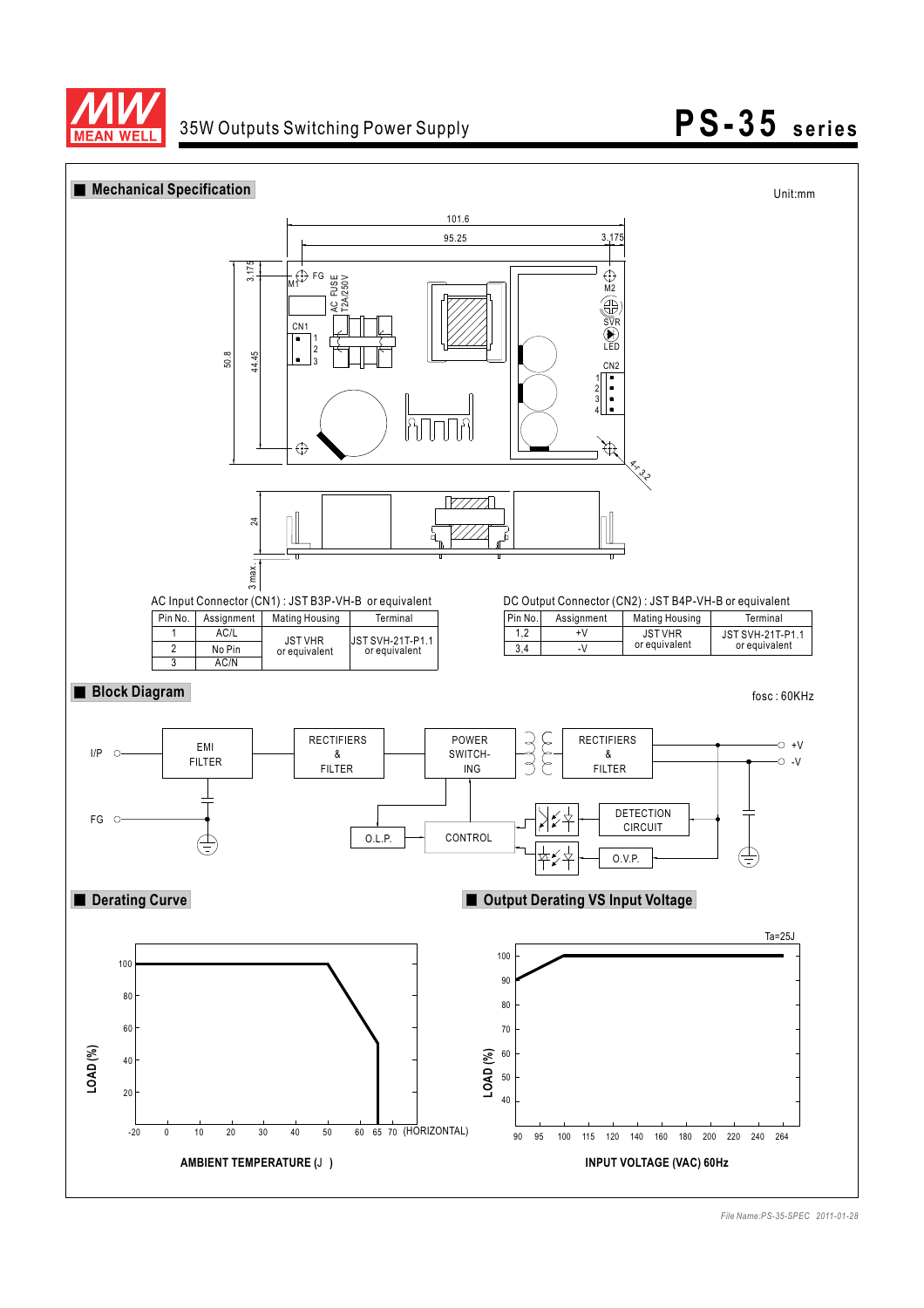## Mechanical Specification

Unit:mm

101.6
95.25
3.175
3.175
50.8
44.45
M1 FG
AC FUSE T2A/250V
CN1
1
2
3
M2
SVR
LED
CN2
1
2
3
4
4-φ3.2
24
3 max.

AC Input Connector (CN1) : JST B3P-VH-B or equivalent

| Pin No. | Assignment | Mating Housing | Terminal |
|---|---|---|---|
| 1 | AC/L | JST VHR or equivalent | JST SVH-21T-P1.1 or equivalent |
| 2 | No Pin | | |
| 3 | AC/N | | |

DC Output Connector (CN2) : JST B4P-VH-B or equivalent

| Pin No. | Assignment | Mating Housing | Terminal |
|---|---|---|---|
| 1,2 | +V | JST VHR or equivalent | JST SVH-21T-P1.1 or equivalent |
| 3,4 | -V | | |

## Block Diagram

fosc : 60KHz

I/P
FG
EMI FILTER
RECTIFIERS & FILTER
POWER SWITCH-ING
RECTIFIERS & FILTER
+V
-V
O.L.P.
CONTROL
DETECTION CIRCUIT
O.V.P.

## Derating Curve

LOAD (%)
100
80
60
40
20
-20 0 10 20 30 40 50 60 65 70 (HORIZONTAL)
AMBIENT TEMPERATURE (℃)

## Output Derating VS Input Voltage

Ta=25℃
LOAD (%)
100
90
80
70
60
50
40
90 95 100 115 120 140 160 180 200 220 240 264
INPUT VOLTAGE (VAC) 60Hz